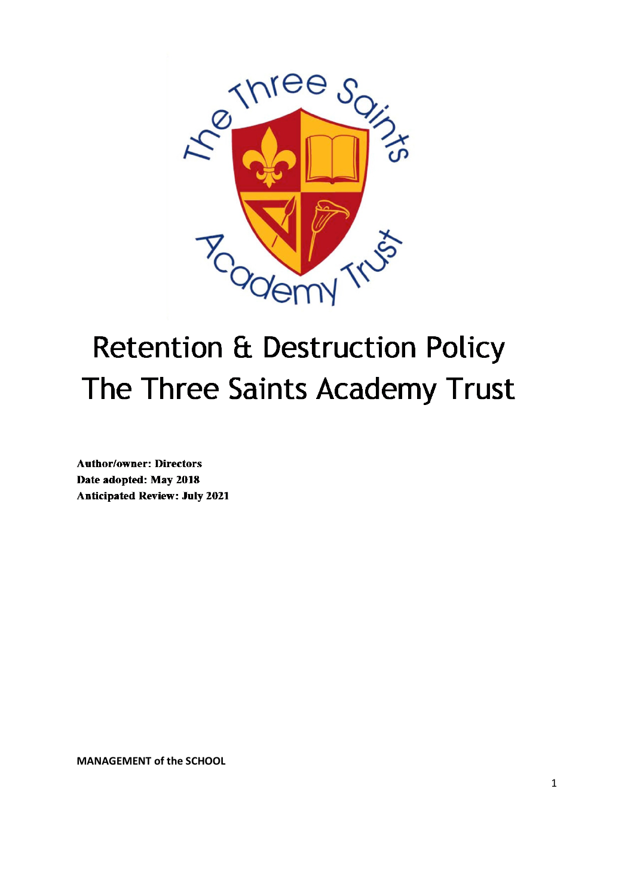# Retention & Destruction Policy
# The Three Saints Academy Trust

**Author/owner: Directors**
**Date adopted: May 2018**
**Anticipated Review: July 2021**

**MANAGEMENT of the SCHOOL**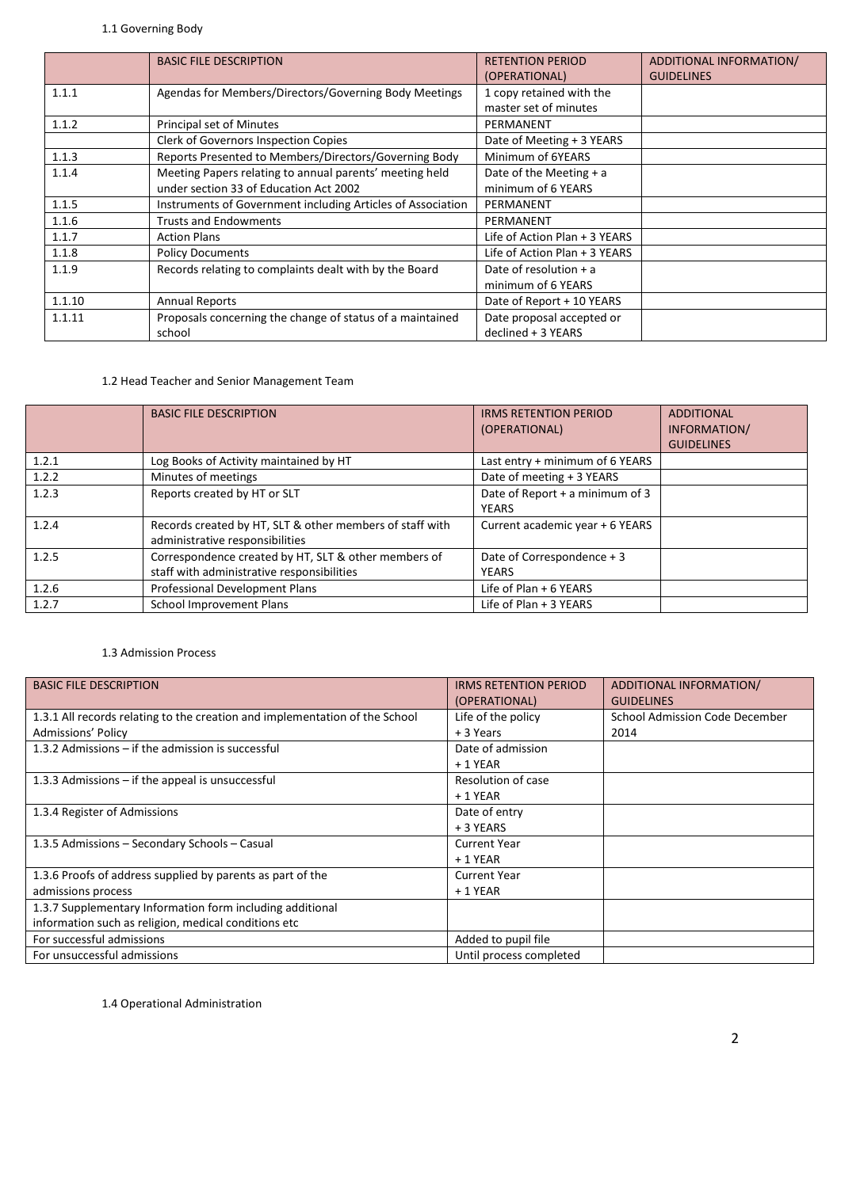1.1 Governing Body

| | BASIC FILE DESCRIPTION | RETENTION PERIOD (OPERATIONAL) | ADDITIONAL INFORMATION/ GUIDELINES |
|---|---|---|---|
| 1.1.1 | Agendas for Members/Directors/Governing Body Meetings | 1 copy retained with the master set of minutes | |
| 1.1.2 | Principal set of Minutes | PERMANENT | |
| | Clerk of Governors Inspection Copies | Date of Meeting + 3 YEARS | |
| 1.1.3 | Reports Presented to Members/Directors/Governing Body | Minimum of 6YEARS | |
| 1.1.4 | Meeting Papers relating to annual parents' meeting held under section 33 of Education Act 2002 | Date of the Meeting + a minimum of 6 YEARS | |
| 1.1.5 | Instruments of Government including Articles of Association | PERMANENT | |
| 1.1.6 | Trusts and Endowments | PERMANENT | |
| 1.1.7 | Action Plans | Life of Action Plan + 3 YEARS | |
| 1.1.8 | Policy Documents | Life of Action Plan + 3 YEARS | |
| 1.1.9 | Records relating to complaints dealt with by the Board | Date of resolution + a minimum of 6 YEARS | |
| 1.1.10 | Annual Reports | Date of Report + 10 YEARS | |
| 1.1.11 | Proposals concerning the change of status of a maintained school | Date proposal accepted or declined + 3 YEARS | |

1.2 Head Teacher and Senior Management Team

| | BASIC FILE DESCRIPTION | IRMS RETENTION PERIOD (OPERATIONAL) | ADDITIONAL INFORMATION/ GUIDELINES |
|---|---|---|---|
| 1.2.1 | Log Books of Activity maintained by HT | Last entry + minimum of 6 YEARS | |
| 1.2.2 | Minutes of meetings | Date of meeting + 3 YEARS | |
| 1.2.3 | Reports created by HT or SLT | Date of Report + a minimum of 3 YEARS | |
| 1.2.4 | Records created by HT, SLT & other members of staff with administrative responsibilities | Current academic year + 6 YEARS | |
| 1.2.5 | Correspondence created by HT, SLT & other members of staff with administrative responsibilities | Date of Correspondence + 3 YEARS | |
| 1.2.6 | Professional Development Plans | Life of Plan + 6 YEARS | |
| 1.2.7 | School Improvement Plans | Life of Plan + 3 YEARS | |

1.3 Admission Process

| BASIC FILE DESCRIPTION | IRMS RETENTION PERIOD (OPERATIONAL) | ADDITIONAL INFORMATION/ GUIDELINES |
|---|---|---|
| 1.3.1 All records relating to the creation and implementation of the School Admissions' Policy | Life of the policy + 3 Years | School Admission Code December 2014 |
| 1.3.2 Admissions – if the admission is successful | Date of admission + 1 YEAR | |
| 1.3.3 Admissions – if the appeal is unsuccessful | Resolution of case + 1 YEAR | |
| 1.3.4 Register of Admissions | Date of entry + 3 YEARS | |
| 1.3.5 Admissions – Secondary Schools – Casual | Current Year + 1 YEAR | |
| 1.3.6 Proofs of address supplied by parents as part of the admissions process | Current Year + 1 YEAR | |
| 1.3.7 Supplementary Information form including additional information such as religion, medical conditions etc | | |
| For successful admissions | Added to pupil file | |
| For unsuccessful admissions | Until process completed | |

1.4 Operational Administration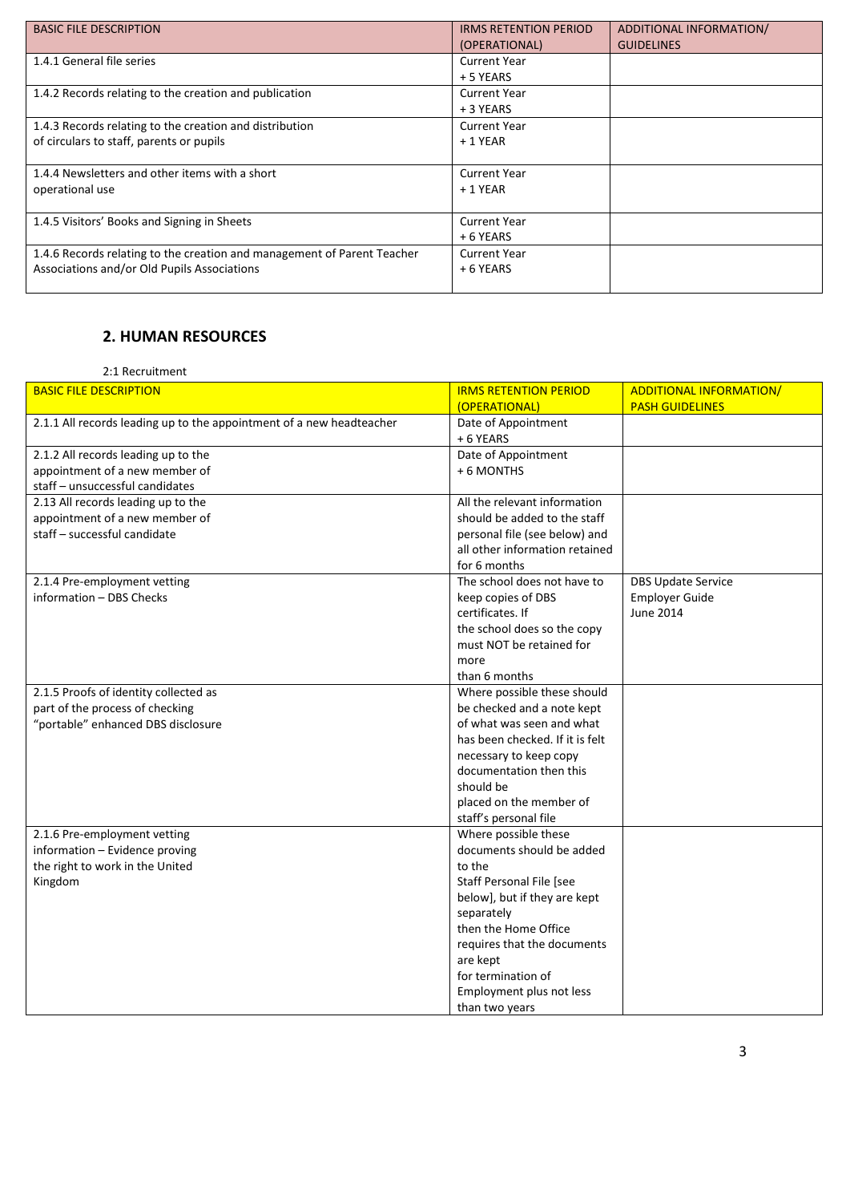| BASIC FILE DESCRIPTION | IRMS RETENTION PERIOD (OPERATIONAL) | ADDITIONAL INFORMATION/ GUIDELINES |
|---|---|---|
| 1.4.1 General file series | Current Year + 5 YEARS | |
| 1.4.2 Records relating to the creation and publication | Current Year + 3 YEARS | |
| 1.4.3 Records relating to the creation and distribution of circulars to staff, parents or pupils | Current Year + 1 YEAR | |
| 1.4.4 Newsletters and other items with a short operational use | Current Year + 1 YEAR | |
| 1.4.5 Visitors' Books and Signing in Sheets | Current Year + 6 YEARS | |
| 1.4.6 Records relating to the creation and management of Parent Teacher Associations and/or Old Pupils Associations | Current Year + 6 YEARS | |

## 2. HUMAN RESOURCES

2:1 Recruitment

| BASIC FILE DESCRIPTION | IRMS RETENTION PERIOD (OPERATIONAL) | ADDITIONAL INFORMATION/ PASH GUIDELINES |
|---|---|---|
| 2.1.1 All records leading up to the appointment of a new headteacher | Date of Appointment + 6 YEARS | |
| 2.1.2 All records leading up to the appointment of a new member of staff – unsuccessful candidates | Date of Appointment + 6 MONTHS | |
| 2.13 All records leading up to the appointment of a new member of staff – successful candidate | All the relevant information should be added to the staff personal file (see below) and all other information retained for 6 months | |
| 2.1.4 Pre-employment vetting information – DBS Checks | The school does not have to keep copies of DBS certificates. If the school does so the copy must NOT be retained for more than 6 months | DBS Update Service Employer Guide June 2014 |
| 2.1.5 Proofs of identity collected as part of the process of checking "portable" enhanced DBS disclosure | Where possible these should be checked and a note kept of what was seen and what has been checked. If it is felt necessary to keep copy documentation then this should be placed on the member of staff's personal file | |
| 2.1.6 Pre-employment vetting information – Evidence proving the right to work in the United Kingdom | Where possible these documents should be added to the Staff Personal File [see below], but if they are kept separately then the Home Office requires that the documents are kept for termination of Employment plus not less than two years | |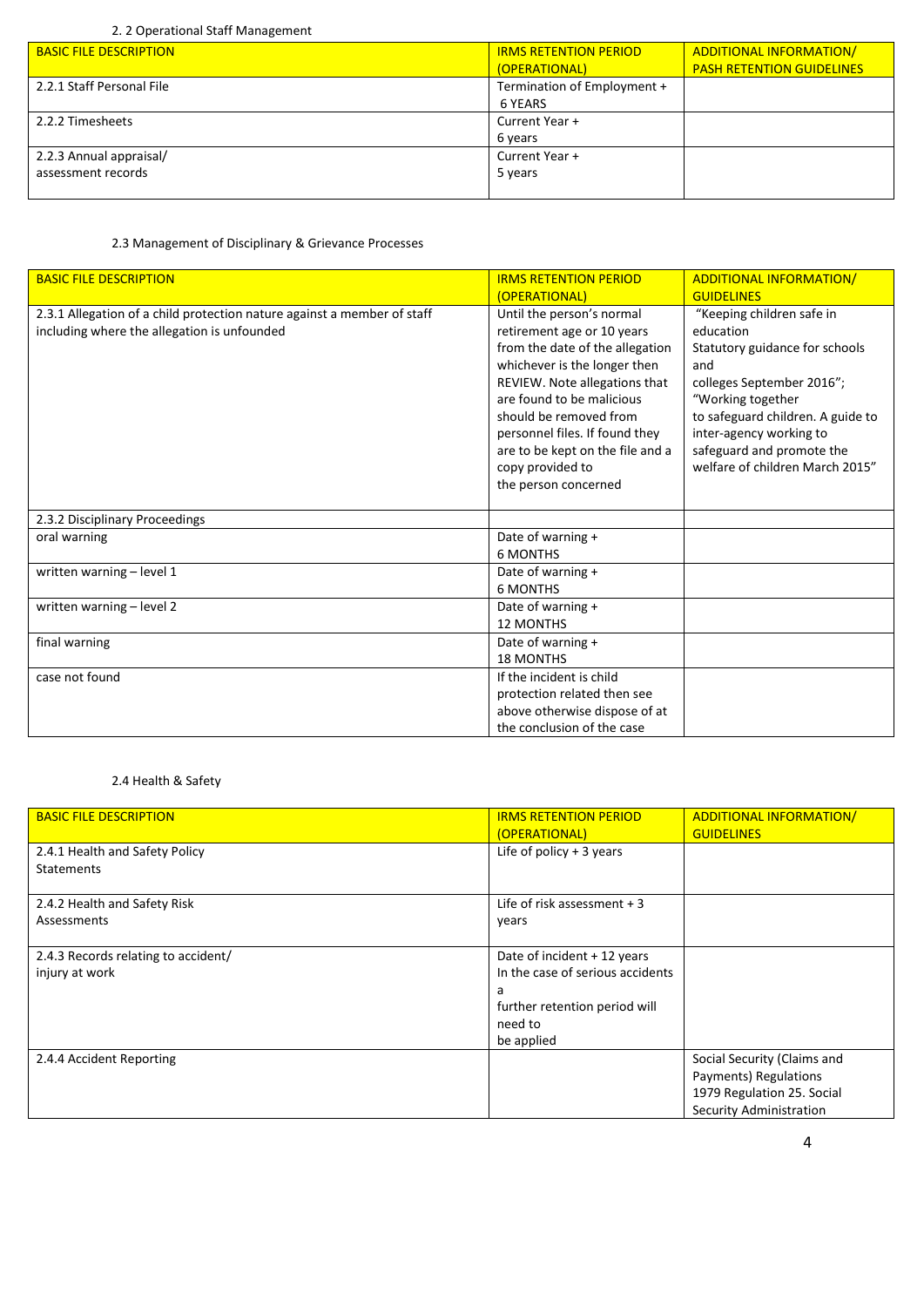2. 2 Operational Staff Management

| BASIC FILE DESCRIPTION | IRMS RETENTION PERIOD (OPERATIONAL) | ADDITIONAL INFORMATION/ PASH RETENTION GUIDELINES |
|---|---|---|
| 2.2.1 Staff Personal File | Termination of Employment + 6 YEARS | |
| 2.2.2 Timesheets | Current Year + 6 years | |
| 2.2.3 Annual appraisal/ assessment records | Current Year + 5 years | |

2.3 Management of Disciplinary & Grievance Processes

| BASIC FILE DESCRIPTION | IRMS RETENTION PERIOD (OPERATIONAL) | ADDITIONAL INFORMATION/ GUIDELINES |
|---|---|---|
| 2.3.1 Allegation of a child protection nature against a member of staff including where the allegation is unfounded | Until the person's normal retirement age or 10 years from the date of the allegation whichever is the longer then REVIEW. Note allegations that are found to be malicious should be removed from personnel files. If found they are to be kept on the file and a copy provided to the person concerned | "Keeping children safe in education Statutory guidance for schools and colleges September 2016"; "Working together to safeguard children. A guide to inter-agency working to safeguard and promote the welfare of children March 2015" |
| 2.3.2 Disciplinary Proceedings | | |
| oral warning | Date of warning + 6 MONTHS | |
| written warning – level 1 | Date of warning + 6 MONTHS | |
| written warning – level 2 | Date of warning + 12 MONTHS | |
| final warning | Date of warning + 18 MONTHS | |
| case not found | If the incident is child protection related then see above otherwise dispose of at the conclusion of the case | |

2.4 Health & Safety

| BASIC FILE DESCRIPTION | IRMS RETENTION PERIOD (OPERATIONAL) | ADDITIONAL INFORMATION/ GUIDELINES |
|---|---|---|
| 2.4.1 Health and Safety Policy Statements | Life of policy + 3 years | |
| 2.4.2 Health and Safety Risk Assessments | Life of risk assessment + 3 years | |
| 2.4.3 Records relating to accident/ injury at work | Date of incident + 12 years In the case of serious accidents a further retention period will need to be applied | |
| 2.4.4 Accident Reporting | | Social Security (Claims and Payments) Regulations 1979 Regulation 25. Social Security Administration |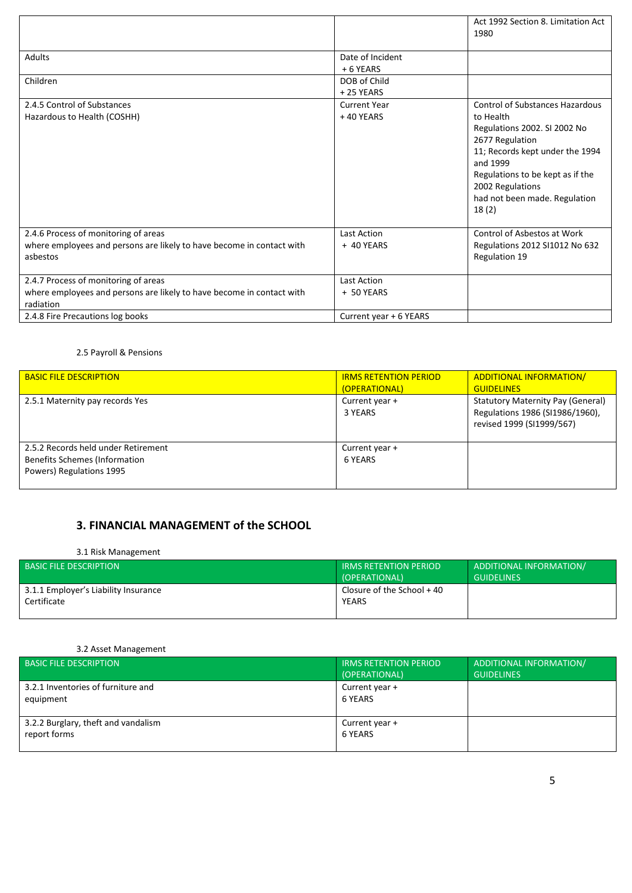| | | |
|---|---|---|
| | | Act 1992 Section 8. Limitation Act 1980 |
| Adults | Date of Incident + 6 YEARS | |
| Children | DOB of Child + 25 YEARS | |
| 2.4.5 Control of Substances Hazardous to Health (COSHH) | Current Year + 40 YEARS | Control of Substances Hazardous to Health Regulations 2002. SI 2002 No 2677 Regulation 11; Records kept under the 1994 and 1999 Regulations to be kept as if the 2002 Regulations had not been made. Regulation 18 (2) |
| 2.4.6 Process of monitoring of areas where employees and persons are likely to have become in contact with asbestos | Last Action + 40 YEARS | Control of Asbestos at Work Regulations 2012 SI1012 No 632 Regulation 19 |
| 2.4.7 Process of monitoring of areas where employees and persons are likely to have become in contact with radiation | Last Action + 50 YEARS | |
| 2.4.8 Fire Precautions log books | Current year + 6 YEARS | |

2.5 Payroll & Pensions

| BASIC FILE DESCRIPTION | IRMS RETENTION PERIOD (OPERATIONAL) | ADDITIONAL INFORMATION/ GUIDELINES |
|---|---|---|
| 2.5.1 Maternity pay records Yes | Current year + 3 YEARS | Statutory Maternity Pay (General) Regulations 1986 (SI1986/1960), revised 1999 (SI1999/567) |
| 2.5.2 Records held under Retirement Benefits Schemes (Information Powers) Regulations 1995 | Current year + 6 YEARS | |

## 3. FINANCIAL MANAGEMENT of the SCHOOL

3.1 Risk Management

| BASIC FILE DESCRIPTION | IRMS RETENTION PERIOD (OPERATIONAL) | ADDITIONAL INFORMATION/ GUIDELINES |
|---|---|---|
| 3.1.1 Employer's Liability Insurance Certificate | Closure of the School + 40 YEARS | |

3.2 Asset Management

| BASIC FILE DESCRIPTION | IRMS RETENTION PERIOD (OPERATIONAL) | ADDITIONAL INFORMATION/ GUIDELINES |
|---|---|---|
| 3.2.1 Inventories of furniture and equipment | Current year + 6 YEARS | |
| 3.2.2 Burglary, theft and vandalism report forms | Current year + 6 YEARS | |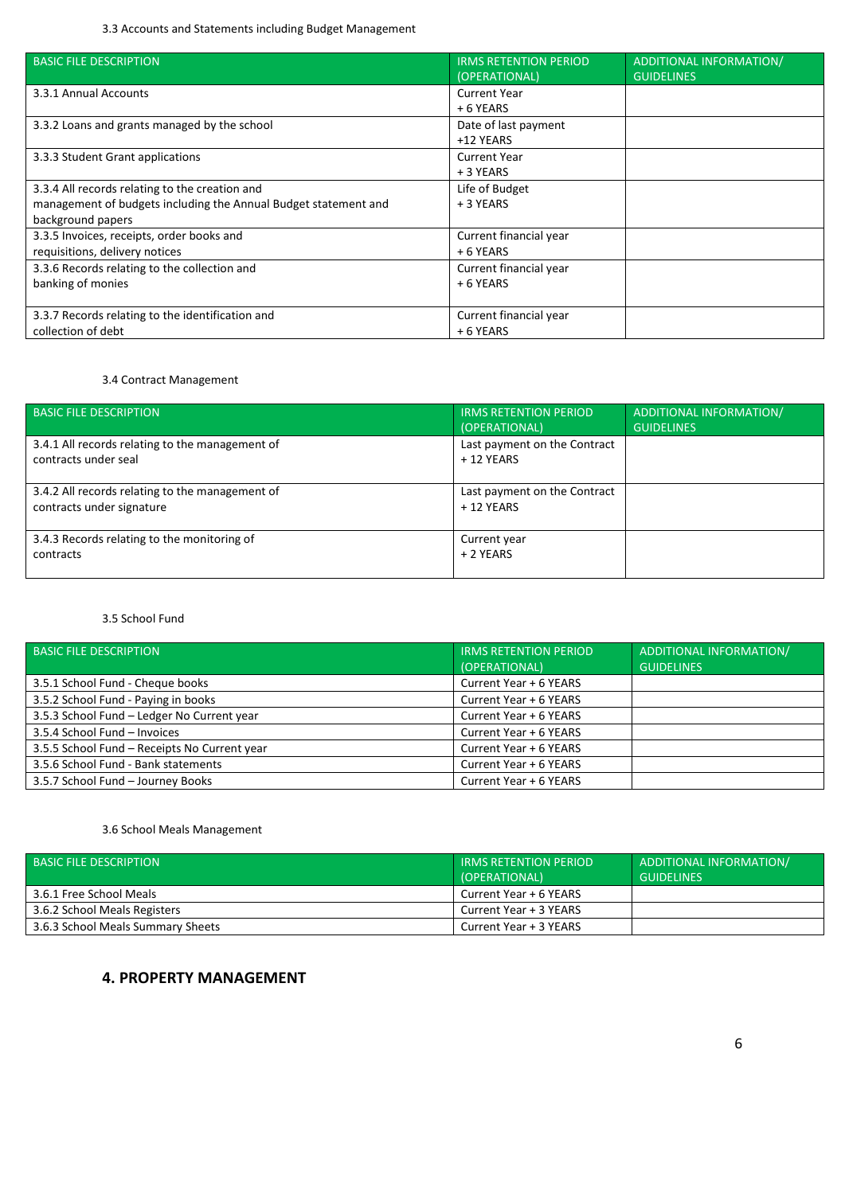3.3 Accounts and Statements including Budget Management

| BASIC FILE DESCRIPTION | IRMS RETENTION PERIOD (OPERATIONAL) | ADDITIONAL INFORMATION/ GUIDELINES |
|---|---|---|
| 3.3.1 Annual Accounts | Current Year + 6 YEARS | |
| 3.3.2 Loans and grants managed by the school | Date of last payment +12 YEARS | |
| 3.3.3 Student Grant applications | Current Year + 3 YEARS | |
| 3.3.4 All records relating to the creation and management of budgets including the Annual Budget statement and background papers | Life of Budget + 3 YEARS | |
| 3.3.5 Invoices, receipts, order books and requisitions, delivery notices | Current financial year + 6 YEARS | |
| 3.3.6 Records relating to the collection and banking of monies | Current financial year + 6 YEARS | |
| 3.3.7 Records relating to the identification and collection of debt | Current financial year + 6 YEARS | |

3.4 Contract Management

| BASIC FILE DESCRIPTION | IRMS RETENTION PERIOD (OPERATIONAL) | ADDITIONAL INFORMATION/ GUIDELINES |
|---|---|---|
| 3.4.1 All records relating to the management of contracts under seal | Last payment on the Contract + 12 YEARS | |
| 3.4.2 All records relating to the management of contracts under signature | Last payment on the Contract + 12 YEARS | |
| 3.4.3 Records relating to the monitoring of contracts | Current year + 2 YEARS | |

3.5 School Fund

| BASIC FILE DESCRIPTION | IRMS RETENTION PERIOD (OPERATIONAL) | ADDITIONAL INFORMATION/ GUIDELINES |
|---|---|---|
| 3.5.1 School Fund - Cheque books | Current Year + 6 YEARS | |
| 3.5.2 School Fund - Paying in books | Current Year + 6 YEARS | |
| 3.5.3 School Fund – Ledger No Current year | Current Year + 6 YEARS | |
| 3.5.4 School Fund – Invoices | Current Year + 6 YEARS | |
| 3.5.5 School Fund – Receipts No Current year | Current Year + 6 YEARS | |
| 3.5.6 School Fund - Bank statements | Current Year + 6 YEARS | |
| 3.5.7 School Fund – Journey Books | Current Year + 6 YEARS | |

3.6 School Meals Management

| BASIC FILE DESCRIPTION | IRMS RETENTION PERIOD (OPERATIONAL) | ADDITIONAL INFORMATION/ GUIDELINES |
|---|---|---|
| 3.6.1 Free School Meals | Current Year + 6 YEARS | |
| 3.6.2 School Meals Registers | Current Year + 3 YEARS | |
| 3.6.3 School Meals Summary Sheets | Current Year + 3 YEARS | |

## 4. PROPERTY MANAGEMENT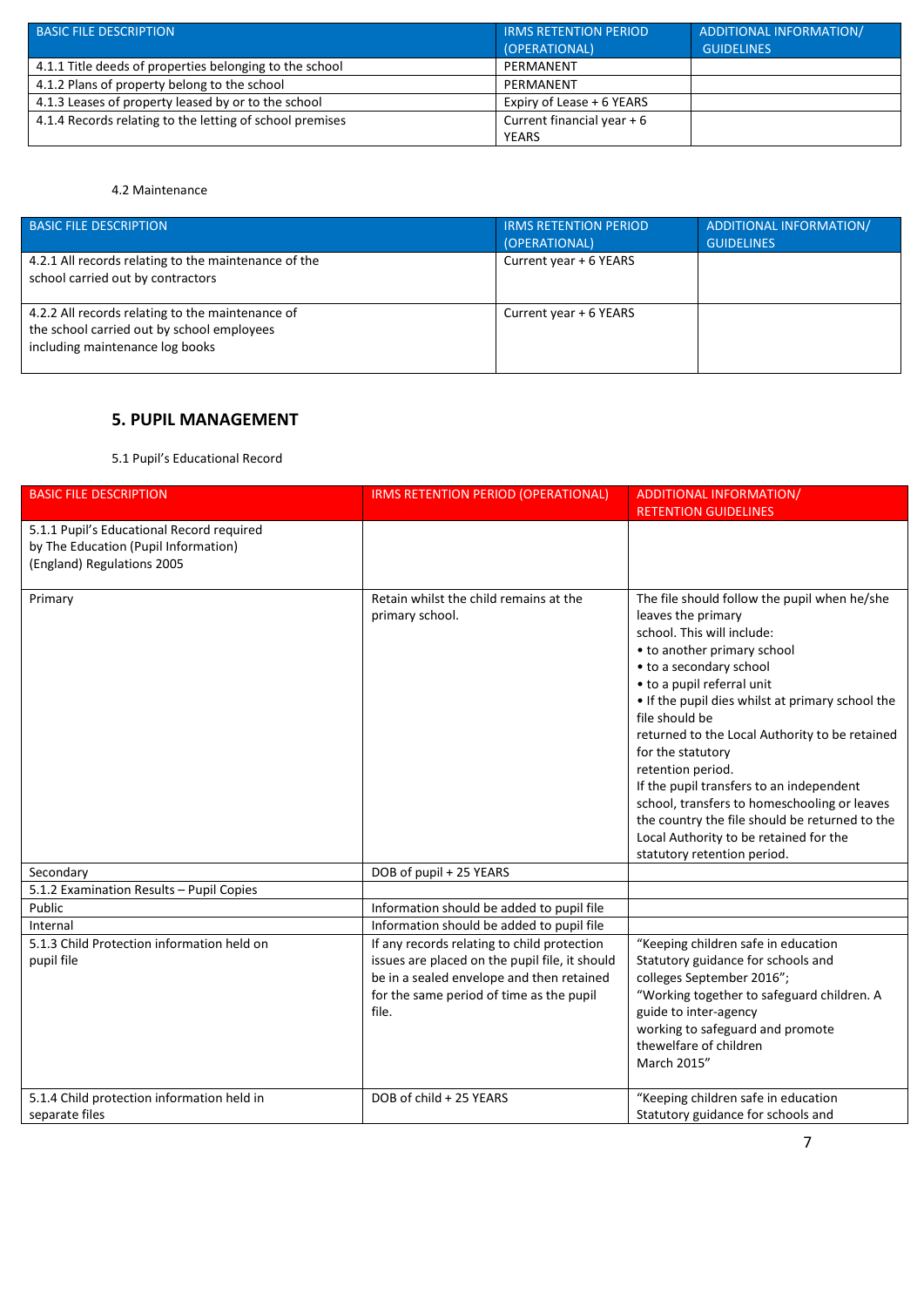| BASIC FILE DESCRIPTION | IRMS RETENTION PERIOD (OPERATIONAL) | ADDITIONAL INFORMATION/ GUIDELINES |
|---|---|---|
| 4.1.1 Title deeds of properties belonging to the school | PERMANENT | |
| 4.1.2 Plans of property belong to the school | PERMANENT | |
| 4.1.3 Leases of property leased by or to the school | Expiry of Lease + 6 YEARS | |
| 4.1.4 Records relating to the letting of school premises | Current financial year + 6 YEARS | |

4.2 Maintenance

| BASIC FILE DESCRIPTION | IRMS RETENTION PERIOD (OPERATIONAL) | ADDITIONAL INFORMATION/ GUIDELINES |
|---|---|---|
| 4.2.1 All records relating to the maintenance of the school carried out by contractors | Current year + 6 YEARS | |
| 4.2.2 All records relating to the maintenance of the school carried out by school employees including maintenance log books | Current year + 6 YEARS | |

## 5. PUPIL MANAGEMENT

5.1 Pupil's Educational Record

| BASIC FILE DESCRIPTION | IRMS RETENTION PERIOD (OPERATIONAL) | ADDITIONAL INFORMATION/ RETENTION GUIDELINES |
|---|---|---|
| 5.1.1 Pupil's Educational Record required by The Education (Pupil Information) (England) Regulations 2005 | | |
| Primary | Retain whilst the child remains at the primary school. | The file should follow the pupil when he/she leaves the primary school. This will include: • to another primary school • to a secondary school • to a pupil referral unit • If the pupil dies whilst at primary school the file should be returned to the Local Authority to be retained for the statutory retention period. If the pupil transfers to an independent school, transfers to homeschooling or leaves the country the file should be returned to the Local Authority to be retained for the statutory retention period. |
| Secondary | DOB of pupil + 25 YEARS | |
| 5.1.2 Examination Results – Pupil Copies | | |
| Public | Information should be added to pupil file | |
| Internal | Information should be added to pupil file | |
| 5.1.3 Child Protection information held on pupil file | If any records relating to child protection issues are placed on the pupil file, it should be in a sealed envelope and then retained for the same period of time as the pupil file. | "Keeping children safe in education Statutory guidance for schools and colleges September 2016"; "Working together to safeguard children. A guide to inter-agency working to safeguard and promote thewelfare of children March 2015" |
| 5.1.4 Child protection information held in separate files | DOB of child + 25 YEARS | "Keeping children safe in education Statutory guidance for schools and |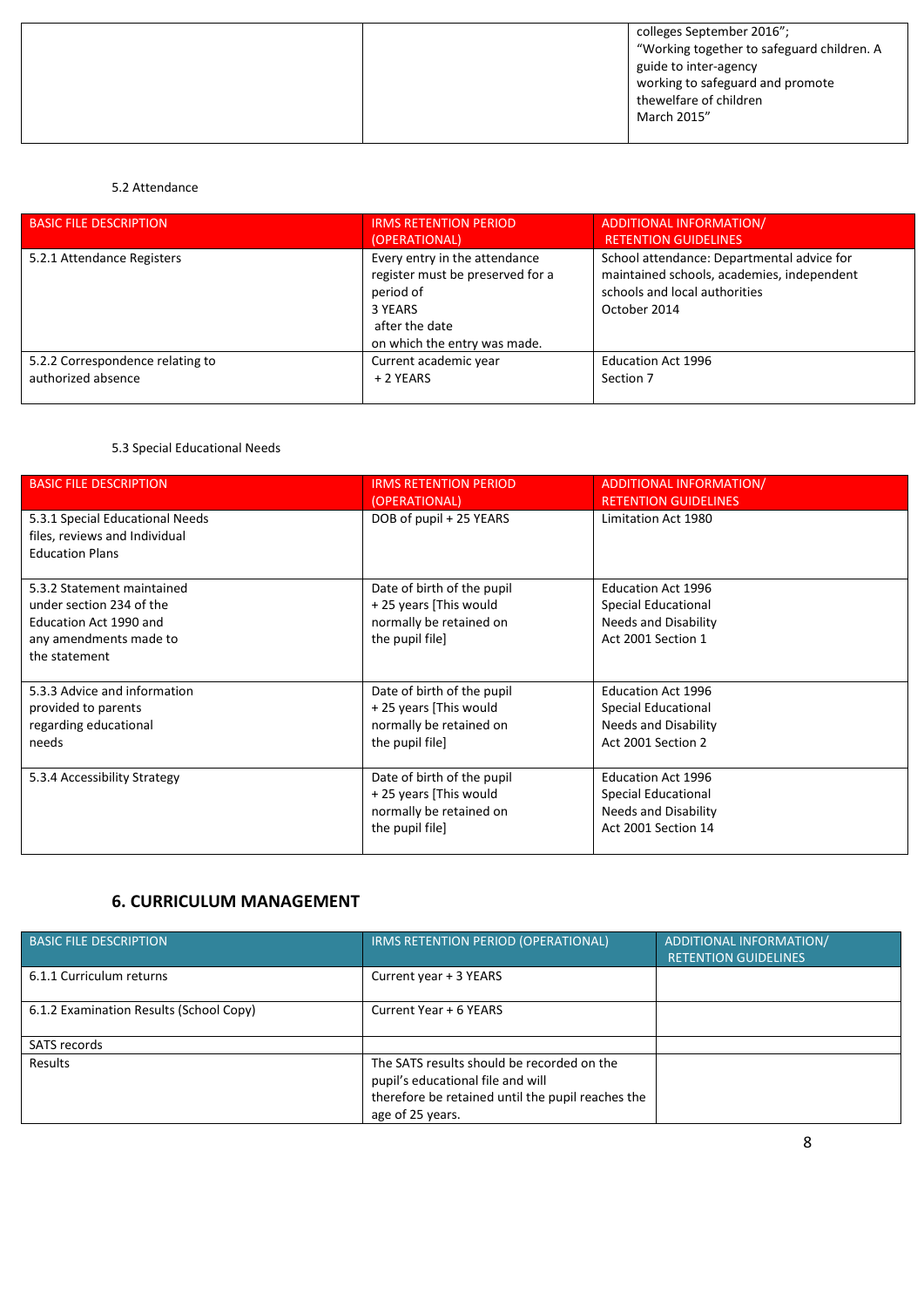| | | colleges September 2016"; "Working together to safeguard children. A guide to inter-agency working to safeguard and promote thewelfare of children March 2015" |
|---|---|---|

5.2 Attendance

| BASIC FILE DESCRIPTION | IRMS RETENTION PERIOD (OPERATIONAL) | ADDITIONAL INFORMATION/ RETENTION GUIDELINES |
|---|---|---|
| 5.2.1 Attendance Registers | Every entry in the attendance register must be preserved for a period of 3 YEARS after the date on which the entry was made. | School attendance: Departmental advice for maintained schools, academies, independent schools and local authorities October 2014 |
| 5.2.2 Correspondence relating to authorized absence | Current academic year + 2 YEARS | Education Act 1996 Section 7 |

5.3 Special Educational Needs

| BASIC FILE DESCRIPTION | IRMS RETENTION PERIOD (OPERATIONAL) | ADDITIONAL INFORMATION/ RETENTION GUIDELINES |
|---|---|---|
| 5.3.1 Special Educational Needs files, reviews and Individual Education Plans | DOB of pupil + 25 YEARS | Limitation Act 1980 |
| 5.3.2 Statement maintained under section 234 of the Education Act 1990 and any amendments made to the statement | Date of birth of the pupil + 25 years [This would normally be retained on the pupil file] | Education Act 1996 Special Educational Needs and Disability Act 2001 Section 1 |
| 5.3.3 Advice and information provided to parents regarding educational needs | Date of birth of the pupil + 25 years [This would normally be retained on the pupil file] | Education Act 1996 Special Educational Needs and Disability Act 2001 Section 2 |
| 5.3.4 Accessibility Strategy | Date of birth of the pupil + 25 years [This would normally be retained on the pupil file] | Education Act 1996 Special Educational Needs and Disability Act 2001 Section 14 |

## 6. CURRICULUM MANAGEMENT

| BASIC FILE DESCRIPTION | IRMS RETENTION PERIOD (OPERATIONAL) | ADDITIONAL INFORMATION/ RETENTION GUIDELINES |
|---|---|---|
| 6.1.1 Curriculum returns | Current year + 3 YEARS | |
| 6.1.2 Examination Results (School Copy) | Current Year + 6 YEARS | |
| SATS records | | |
| Results | The SATS results should be recorded on the pupil's educational file and will therefore be retained until the pupil reaches the age of 25 years. | |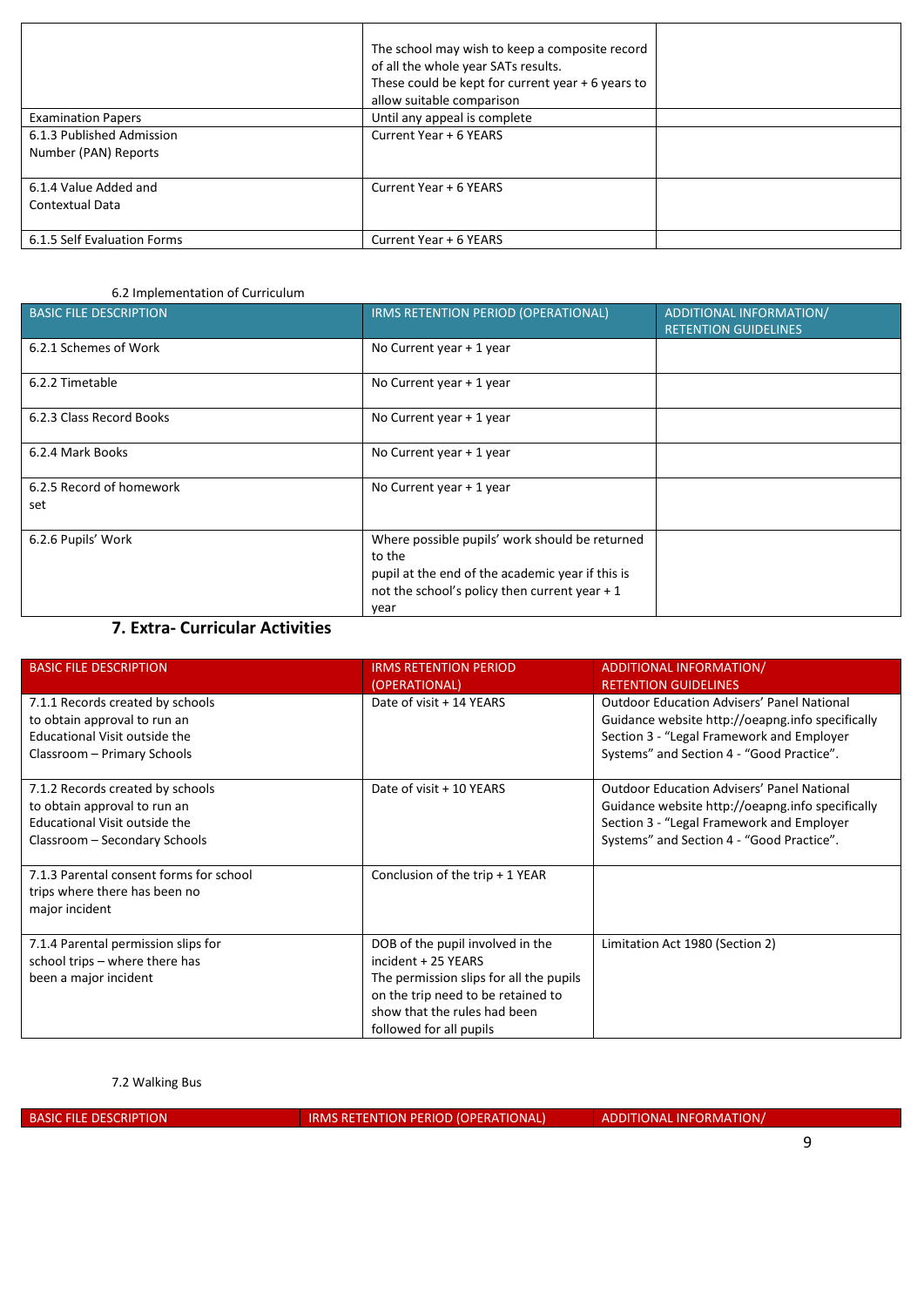| | | |
|---|---|---|
| | The school may wish to keep a composite record of all the whole year SATs results. These could be kept for current year + 6 years to allow suitable comparison | |
| Examination Papers | Until any appeal is complete | |
| 6.1.3 Published Admission Number (PAN) Reports | Current Year + 6 YEARS | |
| 6.1.4 Value Added and Contextual Data | Current Year + 6 YEARS | |
| 6.1.5 Self Evaluation Forms | Current Year + 6 YEARS | |

6.2 Implementation of Curriculum

| BASIC FILE DESCRIPTION | IRMS RETENTION PERIOD (OPERATIONAL) | ADDITIONAL INFORMATION/ RETENTION GUIDELINES |
|---|---|---|
| 6.2.1 Schemes of Work | No Current year + 1 year | |
| 6.2.2 Timetable | No Current year + 1 year | |
| 6.2.3 Class Record Books | No Current year + 1 year | |
| 6.2.4 Mark Books | No Current year + 1 year | |
| 6.2.5 Record of homework set | No Current year + 1 year | |
| 6.2.6 Pupils' Work | Where possible pupils' work should be returned to the pupil at the end of the academic year if this is not the school's policy then current year + 1 year | |

## 7. Extra- Curricular Activities

| BASIC FILE DESCRIPTION | IRMS RETENTION PERIOD (OPERATIONAL) | ADDITIONAL INFORMATION/ RETENTION GUIDELINES |
|---|---|---|
| 7.1.1 Records created by schools to obtain approval to run an Educational Visit outside the Classroom – Primary Schools | Date of visit + 14 YEARS | Outdoor Education Advisers' Panel National Guidance website http://oeapng.info specifically Section 3 - "Legal Framework and Employer Systems" and Section 4 - "Good Practice". |
| 7.1.2 Records created by schools to obtain approval to run an Educational Visit outside the Classroom – Secondary Schools | Date of visit + 10 YEARS | Outdoor Education Advisers' Panel National Guidance website http://oeapng.info specifically Section 3 - "Legal Framework and Employer Systems" and Section 4 - "Good Practice". |
| 7.1.3 Parental consent forms for school trips where there has been no major incident | Conclusion of the trip + 1 YEAR | |
| 7.1.4 Parental permission slips for school trips – where there has been a major incident | DOB of the pupil involved in the incident + 25 YEARS The permission slips for all the pupils on the trip need to be retained to show that the rules had been followed for all pupils | Limitation Act 1980 (Section 2) |

7.2 Walking Bus

| BASIC FILE DESCRIPTION | IRMS RETENTION PERIOD (OPERATIONAL) | ADDITIONAL INFORMATION/ |
|---|---|---|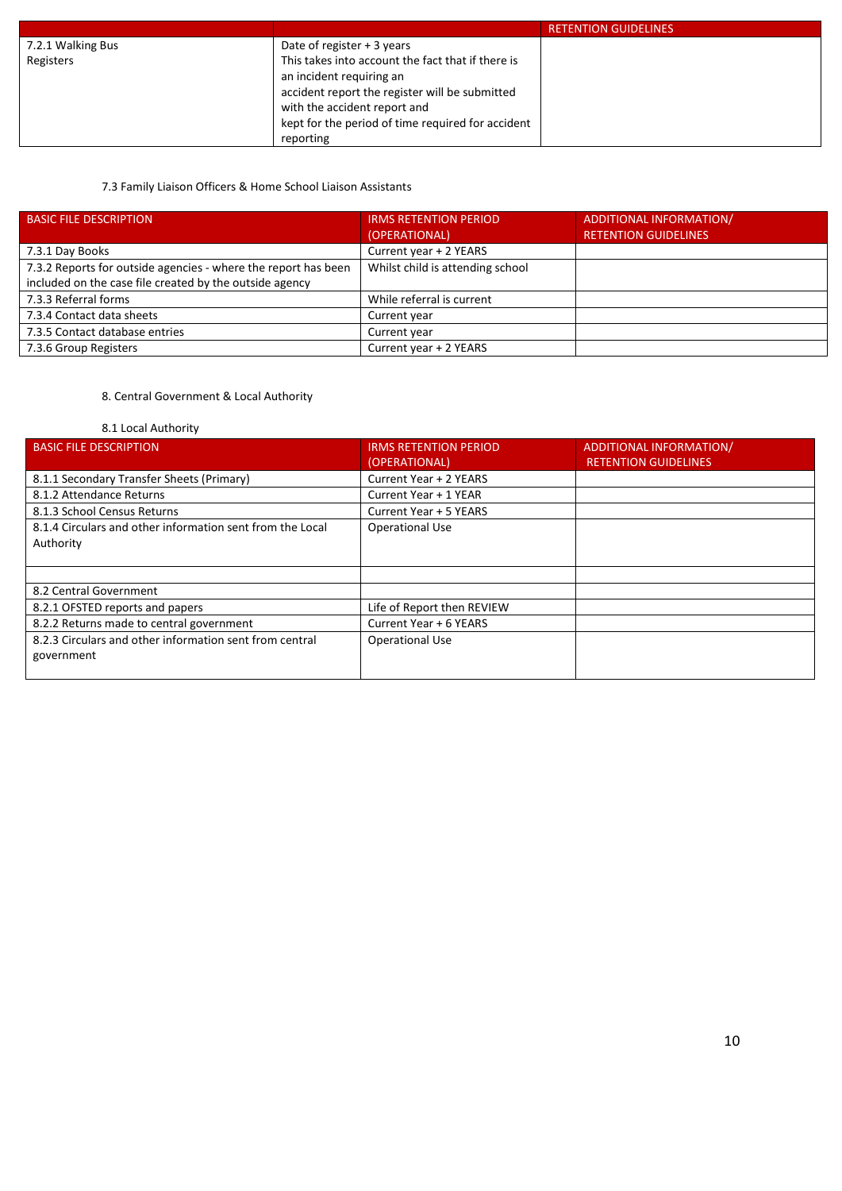| | | RETENTION GUIDELINES |
|---|---|---|
| 7.2.1 Walking Bus Registers | Date of register + 3 years This takes into account the fact that if there is an incident requiring an accident report the register will be submitted with the accident report and kept for the period of time required for accident reporting | |

7.3 Family Liaison Officers & Home School Liaison Assistants

| BASIC FILE DESCRIPTION | IRMS RETENTION PERIOD (OPERATIONAL) | ADDITIONAL INFORMATION/ RETENTION GUIDELINES |
|---|---|---|
| 7.3.1 Day Books | Current year + 2 YEARS | |
| 7.3.2 Reports for outside agencies - where the report has been included on the case file created by the outside agency | Whilst child is attending school | |
| 7.3.3 Referral forms | While referral is current | |
| 7.3.4 Contact data sheets | Current year | |
| 7.3.5 Contact database entries | Current year | |
| 7.3.6 Group Registers | Current year + 2 YEARS | |

8. Central Government & Local Authority

8.1 Local Authority

| BASIC FILE DESCRIPTION | IRMS RETENTION PERIOD (OPERATIONAL) | ADDITIONAL INFORMATION/ RETENTION GUIDELINES |
|---|---|---|
| 8.1.1 Secondary Transfer Sheets (Primary) | Current Year + 2 YEARS | |
| 8.1.2 Attendance Returns | Current Year + 1 YEAR | |
| 8.1.3 School Census Returns | Current Year + 5 YEARS | |
| 8.1.4 Circulars and other information sent from the Local Authority | Operational Use | |
| | | |
| 8.2 Central Government | | |
| 8.2.1 OFSTED reports and papers | Life of Report then REVIEW | |
| 8.2.2 Returns made to central government | Current Year + 6 YEARS | |
| 8.2.3 Circulars and other information sent from central government | Operational Use | |